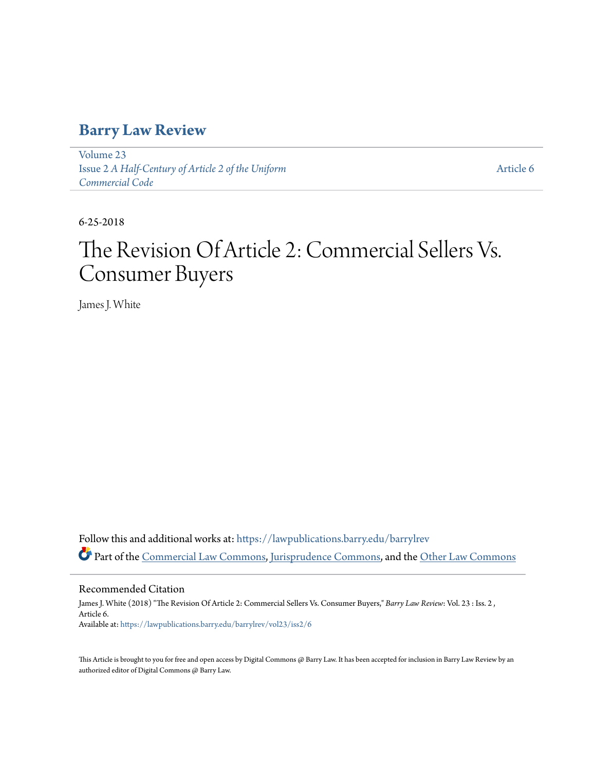# Barry Law Review

Volume 23
Issue 2 *A Half-Century of Article 2 of the Uniform Commercial Code*

Article 6

6-25-2018

# The Revision Of Article 2: Commercial Sellers Vs. Consumer Buyers

James J. White

Follow this and additional works at: https://lawpublications.barry.edu/barrylrev

Part of the Commercial Law Commons, Jurisprudence Commons, and the Other Law Commons

## Recommended Citation

James J. White (2018) "The Revision Of Article 2: Commercial Sellers Vs. Consumer Buyers," *Barry Law Review*: Vol. 23 : Iss. 2 , Article 6.
Available at: https://lawpublications.barry.edu/barrylrev/vol23/iss2/6

This Article is brought to you for free and open access by Digital Commons @ Barry Law. It has been accepted for inclusion in Barry Law Review by an authorized editor of Digital Commons @ Barry Law.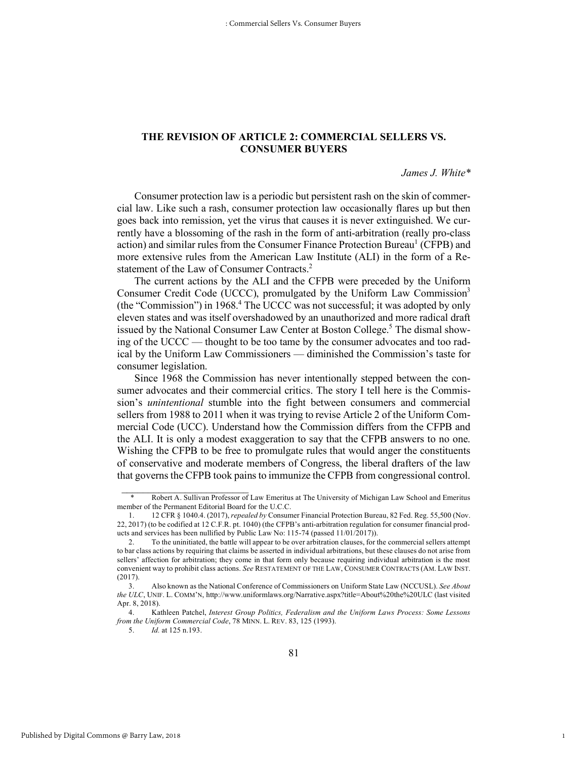# THE REVISION OF ARTICLE 2: COMMERCIAL SELLERS VS. CONSUMER BUYERS

*James J. White\**

Consumer protection law is a periodic but persistent rash on the skin of commercial law. Like such a rash, consumer protection law occasionally flares up but then goes back into remission, yet the virus that causes it is never extinguished. We currently have a blossoming of the rash in the form of anti-arbitration (really pro-class action) and similar rules from the Consumer Finance Protection Bureau[1] (CFPB) and more extensive rules from the American Law Institute (ALI) in the form of a Restatement of the Law of Consumer Contracts.[2]

The current actions by the ALI and the CFPB were preceded by the Uniform Consumer Credit Code (UCCC), promulgated by the Uniform Law Commission[3] (the "Commission") in 1968.[4] The UCCC was not successful; it was adopted by only eleven states and was itself overshadowed by an unauthorized and more radical draft issued by the National Consumer Law Center at Boston College.[5] The dismal showing of the UCCC — thought to be too tame by the consumer advocates and too radical by the Uniform Law Commissioners — diminished the Commission's taste for consumer legislation.

Since 1968 the Commission has never intentionally stepped between the consumer advocates and their commercial critics. The story I tell here is the Commission's *unintentional* stumble into the fight between consumers and commercial sellers from 1988 to 2011 when it was trying to revise Article 2 of the Uniform Commercial Code (UCC). Understand how the Commission differs from the CFPB and the ALI. It is only a modest exaggeration to say that the CFPB answers to no one. Wishing the CFPB to be free to promulgate rules that would anger the constituents of conservative and moderate members of Congress, the liberal drafters of the law that governs the CFPB took pains to immunize the CFPB from congressional control.

---

\* Robert A. Sullivan Professor of Law Emeritus at The University of Michigan Law School and Emeritus member of the Permanent Editorial Board for the U.C.C.

1. 12 CFR § 1040.4. (2017), *repealed by* Consumer Financial Protection Bureau, 82 Fed. Reg. 55,500 (Nov. 22, 2017) (to be codified at 12 C.F.R. pt. 1040) (the CFPB's anti-arbitration regulation for consumer financial products and services has been nullified by Public Law No: 115-74 (passed 11/01/2017)).

2. To the uninitiated, the battle will appear to be over arbitration clauses, for the commercial sellers attempt to bar class actions by requiring that claims be asserted in individual arbitrations, but these clauses do not arise from sellers' affection for arbitration; they come in that form only because requiring individual arbitration is the most convenient way to prohibit class actions. *See* RESTATEMENT OF THE LAW, CONSUMER CONTRACTS (AM. LAW INST. (2017).

3. Also known as the National Conference of Commissioners on Uniform State Law (NCCUSL). *See About the ULC*, UNIF. L. COMM'N, http://www.uniformlaws.org/Narrative.aspx?title=About%20the%20ULC (last visited Apr. 8, 2018).

4. Kathleen Patchel, *Interest Group Politics, Federalism and the Uniform Laws Process: Some Lessons from the Uniform Commercial Code*, 78 MINN. L. REV. 83, 125 (1993).

5. *Id.* at 125 n.193.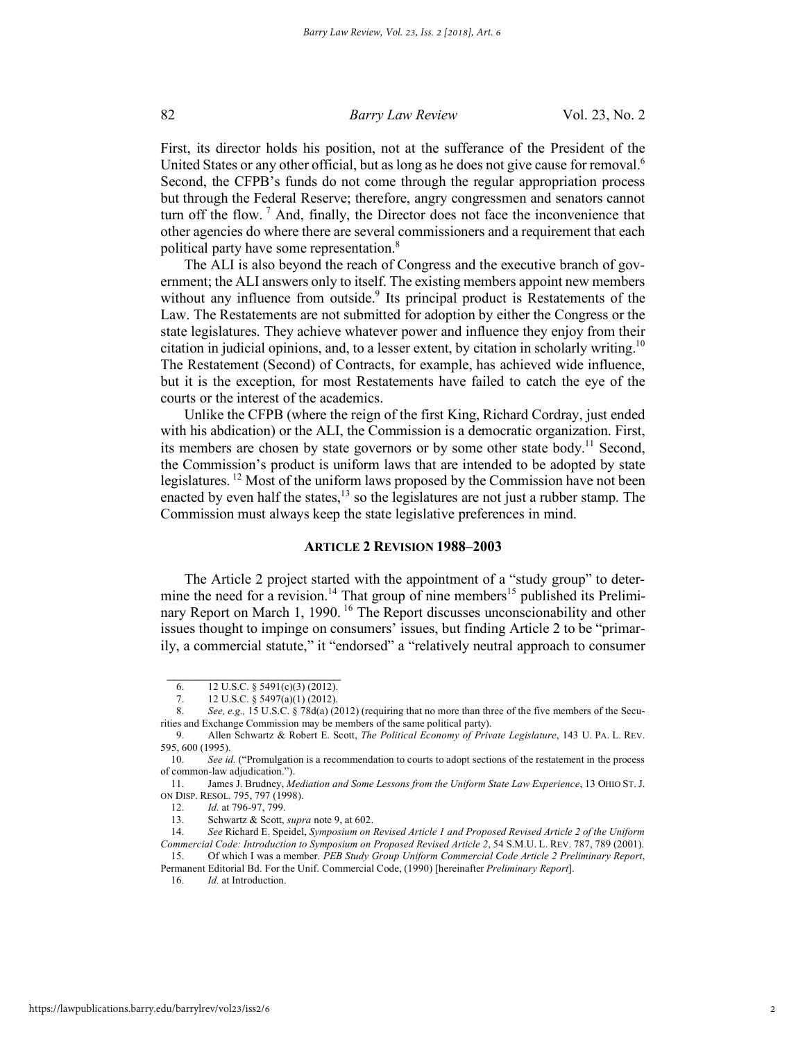First, its director holds his position, not at the sufferance of the President of the United States or any other official, but as long as he does not give cause for removal.[6] Second, the CFPB's funds do not come through the regular appropriation process but through the Federal Reserve; therefore, angry congressmen and senators cannot turn off the flow.[7] And, finally, the Director does not face the inconvenience that other agencies do where there are several commissioners and a requirement that each political party have some representation.[8]

The ALI is also beyond the reach of Congress and the executive branch of government; the ALI answers only to itself. The existing members appoint new members without any influence from outside.[9] Its principal product is Restatements of the Law. The Restatements are not submitted for adoption by either the Congress or the state legislatures. They achieve whatever power and influence they enjoy from their citation in judicial opinions, and, to a lesser extent, by citation in scholarly writing.[10] The Restatement (Second) of Contracts, for example, has achieved wide influence, but it is the exception, for most Restatements have failed to catch the eye of the courts or the interest of the academics.

Unlike the CFPB (where the reign of the first King, Richard Cordray, just ended with his abdication) or the ALI, the Commission is a democratic organization. First, its members are chosen by state governors or by some other state body.[11] Second, the Commission's product is uniform laws that are intended to be adopted by state legislatures.[12] Most of the uniform laws proposed by the Commission have not been enacted by even half the states,[13] so the legislatures are not just a rubber stamp. The Commission must always keep the state legislative preferences in mind.

## ARTICLE 2 REVISION 1988–2003

The Article 2 project started with the appointment of a "study group" to determine the need for a revision.[14] That group of nine members[15] published its Preliminary Report on March 1, 1990.[16] The Report discusses unconscionability and other issues thought to impinge on consumers' issues, but finding Article 2 to be "primarily, a commercial statute," it "endorsed" a "relatively neutral approach to consumer

---

6. 12 U.S.C. § 5491(c)(3) (2012).

7. 12 U.S.C. § 5497(a)(1) (2012).

8. *See, e.g.,* 15 U.S.C. § 78d(a) (2012) (requiring that no more than three of the five members of the Securities and Exchange Commission may be members of the same political party).

9. Allen Schwartz & Robert E. Scott, *The Political Economy of Private Legislature*, 143 U. PA. L. REV. 595, 600 (1995).

10. *See id.* ("Promulgation is a recommendation to courts to adopt sections of the restatement in the process of common-law adjudication.").

11. James J. Brudney, *Mediation and Some Lessons from the Uniform State Law Experience*, 13 OHIO ST. J. ON DISP. RESOL. 795, 797 (1998).

12. *Id.* at 796-97, 799.

13. Schwartz & Scott, *supra* note 9, at 602.

14. *See* Richard E. Speidel, *Symposium on Revised Article 1 and Proposed Revised Article 2 of the Uniform Commercial Code: Introduction to Symposium on Proposed Revised Article 2*, 54 S.M.U. L. REV. 787, 789 (2001).

15. Of which I was a member. *PEB Study Group Uniform Commercial Code Article 2 Preliminary Report*, Permanent Editorial Bd. For the Unif. Commercial Code, (1990) [hereinafter *Preliminary Report*].

16. *Id.* at Introduction.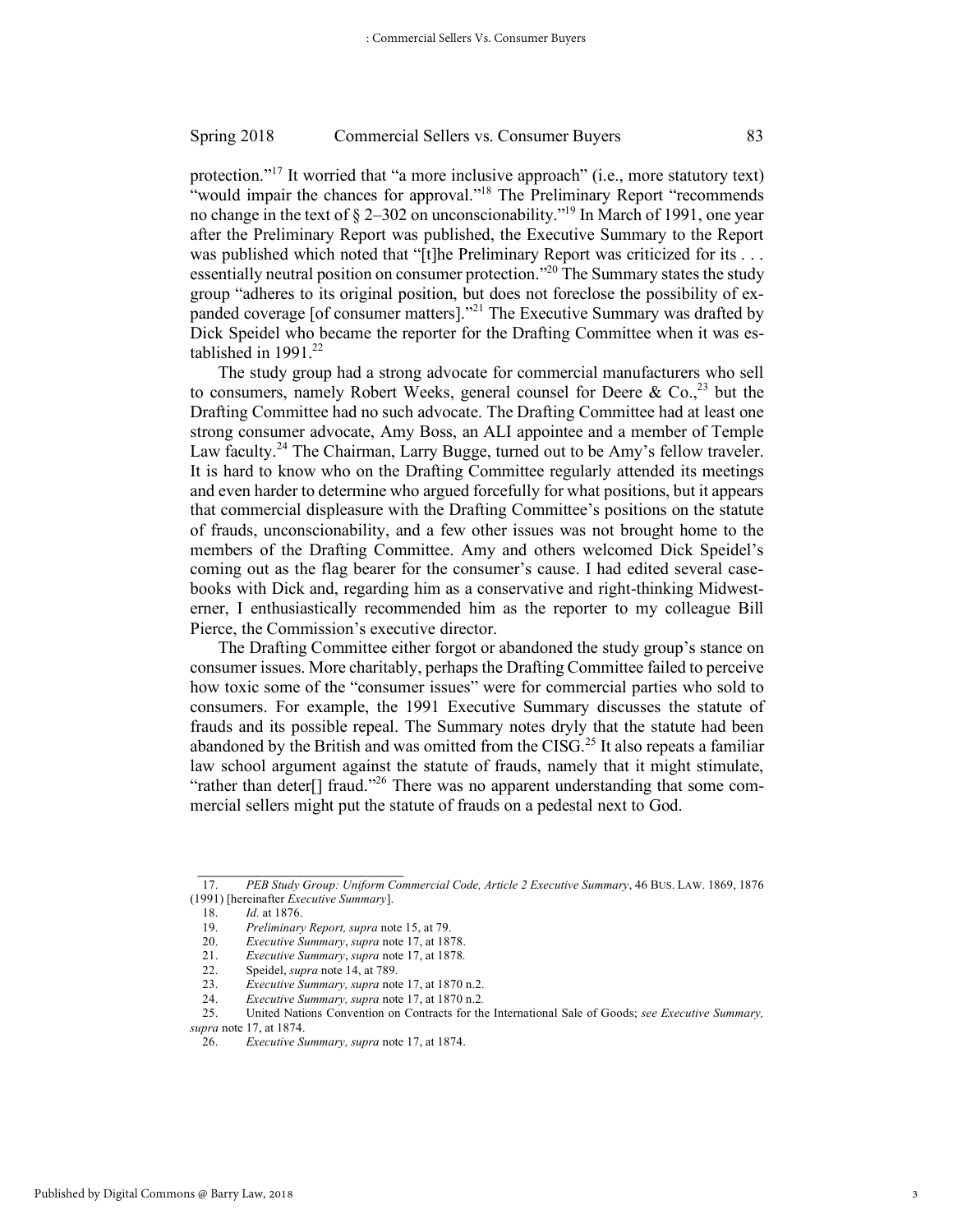protection."[17] It worried that "a more inclusive approach" (i.e., more statutory text) "would impair the chances for approval."[18] The Preliminary Report "recommends no change in the text of § 2–302 on unconscionability."[19] In March of 1991, one year after the Preliminary Report was published, the Executive Summary to the Report was published which noted that "[t]he Preliminary Report was criticized for its . . . essentially neutral position on consumer protection."[20] The Summary states the study group "adheres to its original position, but does not foreclose the possibility of expanded coverage [of consumer matters]."[21] The Executive Summary was drafted by Dick Speidel who became the reporter for the Drafting Committee when it was established in 1991.[22]

The study group had a strong advocate for commercial manufacturers who sell to consumers, namely Robert Weeks, general counsel for Deere & Co.,[23] but the Drafting Committee had no such advocate. The Drafting Committee had at least one strong consumer advocate, Amy Boss, an ALI appointee and a member of Temple Law faculty.[24] The Chairman, Larry Bugge, turned out to be Amy's fellow traveler. It is hard to know who on the Drafting Committee regularly attended its meetings and even harder to determine who argued forcefully for what positions, but it appears that commercial displeasure with the Drafting Committee's positions on the statute of frauds, unconscionability, and a few other issues was not brought home to the members of the Drafting Committee. Amy and others welcomed Dick Speidel's coming out as the flag bearer for the consumer's cause. I had edited several casebooks with Dick and, regarding him as a conservative and right-thinking Midwesterner, I enthusiastically recommended him as the reporter to my colleague Bill Pierce, the Commission's executive director.

The Drafting Committee either forgot or abandoned the study group's stance on consumer issues. More charitably, perhaps the Drafting Committee failed to perceive how toxic some of the "consumer issues" were for commercial parties who sold to consumers. For example, the 1991 Executive Summary discusses the statute of frauds and its possible repeal. The Summary notes dryly that the statute had been abandoned by the British and was omitted from the CISG.[25] It also repeats a familiar law school argument against the statute of frauds, namely that it might stimulate, "rather than deter[] fraud."[26] There was no apparent understanding that some commercial sellers might put the statute of frauds on a pedestal next to God.

---

17. *PEB Study Group: Uniform Commercial Code, Article 2 Executive Summary*, 46 BUS. LAW. 1869, 1876 (1991) [hereinafter *Executive Summary*].
18. *Id.* at 1876.
19. *Preliminary Report, supra* note 15, at 79.
20. *Executive Summary*, *supra* note 17, at 1878.
21. *Executive Summary*, *supra* note 17, at 1878.
22. Speidel, *supra* note 14, at 789.
23. *Executive Summary, supra* note 17, at 1870 n.2.
24. *Executive Summary, supra* note 17, at 1870 n.2.
25. United Nations Convention on Contracts for the International Sale of Goods; *see Executive Summary, supra* note 17, at 1874.
26. *Executive Summary, supra* note 17, at 1874.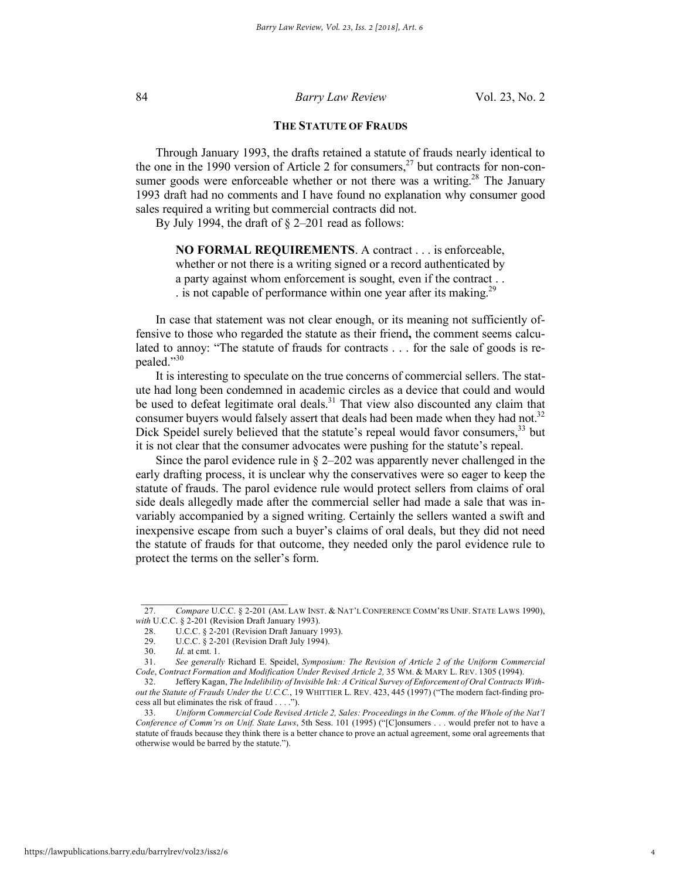## THE STATUTE OF FRAUDS

Through January 1993, the drafts retained a statute of frauds nearly identical to the one in the 1990 version of Article 2 for consumers,[27] but contracts for non-consumer goods were enforceable whether or not there was a writing.[28] The January 1993 draft had no comments and I have found no explanation why consumer good sales required a writing but commercial contracts did not.

By July 1994, the draft of § 2–201 read as follows:

> **NO FORMAL REQUIREMENTS**. A contract . . . is enforceable, whether or not there is a writing signed or a record authenticated by a party against whom enforcement is sought, even if the contract . . . is not capable of performance within one year after its making.[29]

In case that statement was not clear enough, or its meaning not sufficiently offensive to those who regarded the statute as their friend**,** the comment seems calculated to annoy: "The statute of frauds for contracts . . . for the sale of goods is repealed."[30]

It is interesting to speculate on the true concerns of commercial sellers. The statute had long been condemned in academic circles as a device that could and would be used to defeat legitimate oral deals.[31] That view also discounted any claim that consumer buyers would falsely assert that deals had been made when they had not.[32] Dick Speidel surely believed that the statute's repeal would favor consumers,[33] but it is not clear that the consumer advocates were pushing for the statute's repeal.

Since the parol evidence rule in § 2–202 was apparently never challenged in the early drafting process, it is unclear why the conservatives were so eager to keep the statute of frauds. The parol evidence rule would protect sellers from claims of oral side deals allegedly made after the commercial seller had made a sale that was invariably accompanied by a signed writing. Certainly the sellers wanted a swift and inexpensive escape from such a buyer's claims of oral deals, but they did not need the statute of frauds for that outcome, they needed only the parol evidence rule to protect the terms on the seller's form.

---

27. *Compare* U.C.C. § 2-201 (AM. LAW INST. & NAT'L CONFERENCE COMM'RS UNIF. STATE LAWS 1990), *with* U.C.C. § 2-201 (Revision Draft January 1993).

28. U.C.C. § 2-201 (Revision Draft January 1993).

29. U.C.C. § 2-201 (Revision Draft July 1994).

30. *Id.* at cmt. 1.

31. *See generally* Richard E. Speidel, *Symposium: The Revision of Article 2 of the Uniform Commercial Code*, *Contract Formation and Modification Under Revised Article 2,* 35 WM. & MARY L. REV. 1305 (1994).

32. Jeffery Kagan, *The Indelibility of Invisible Ink: A Critical Survey of Enforcement of Oral Contracts Without the Statute of Frauds Under the U.C.C.*, 19 WHITTIER L. REV. 423, 445 (1997) ("The modern fact-finding process all but eliminates the risk of fraud . . . .").

33. *Uniform Commercial Code Revised Article 2, Sales: Proceedings in the Comm. of the Whole of the Nat'l Conference of Comm'rs on Unif. State Laws*, 5th Sess. 101 (1995) ("[C]onsumers . . . would prefer not to have a statute of frauds because they think there is a better chance to prove an actual agreement, some oral agreements that otherwise would be barred by the statute.").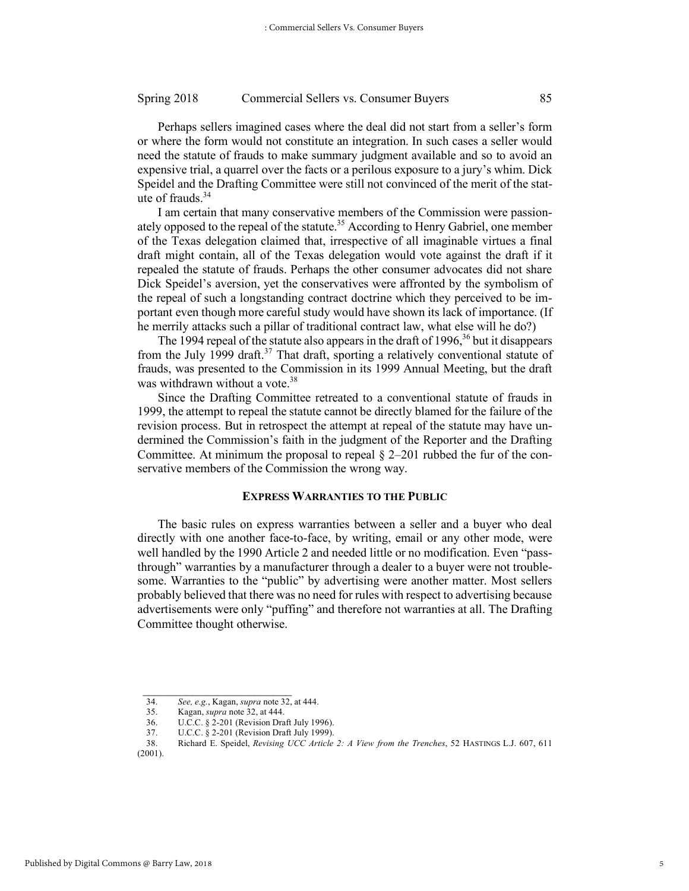Perhaps sellers imagined cases where the deal did not start from a seller's form or where the form would not constitute an integration. In such cases a seller would need the statute of frauds to make summary judgment available and so to avoid an expensive trial, a quarrel over the facts or a perilous exposure to a jury's whim. Dick Speidel and the Drafting Committee were still not convinced of the merit of the statute of frauds.[34]

I am certain that many conservative members of the Commission were passionately opposed to the repeal of the statute.[35] According to Henry Gabriel, one member of the Texas delegation claimed that, irrespective of all imaginable virtues a final draft might contain, all of the Texas delegation would vote against the draft if it repealed the statute of frauds. Perhaps the other consumer advocates did not share Dick Speidel's aversion, yet the conservatives were affronted by the symbolism of the repeal of such a longstanding contract doctrine which they perceived to be important even though more careful study would have shown its lack of importance. (If he merrily attacks such a pillar of traditional contract law, what else will he do?)

The 1994 repeal of the statute also appears in the draft of 1996,[36] but it disappears from the July 1999 draft.[37] That draft, sporting a relatively conventional statute of frauds, was presented to the Commission in its 1999 Annual Meeting, but the draft was withdrawn without a vote.[38]

Since the Drafting Committee retreated to a conventional statute of frauds in 1999, the attempt to repeal the statute cannot be directly blamed for the failure of the revision process. But in retrospect the attempt at repeal of the statute may have undermined the Commission's faith in the judgment of the Reporter and the Drafting Committee. At minimum the proposal to repeal § 2–201 rubbed the fur of the conservative members of the Commission the wrong way.

## EXPRESS WARRANTIES TO THE PUBLIC

The basic rules on express warranties between a seller and a buyer who deal directly with one another face-to-face, by writing, email or any other mode, were well handled by the 1990 Article 2 and needed little or no modification. Even "pass-through" warranties by a manufacturer through a dealer to a buyer were not troublesome. Warranties to the "public" by advertising were another matter. Most sellers probably believed that there was no need for rules with respect to advertising because advertisements were only "puffing" and therefore not warranties at all. The Drafting Committee thought otherwise.

---

34. *See, e.g.*, Kagan, *supra* note 32, at 444.

35. Kagan, *supra* note 32, at 444.

36. U.C.C. § 2-201 (Revision Draft July 1996).

37. U.C.C. § 2-201 (Revision Draft July 1999).

38. Richard E. Speidel, *Revising UCC Article 2: A View from the Trenches*, 52 HASTINGS L.J. 607, 611 (2001).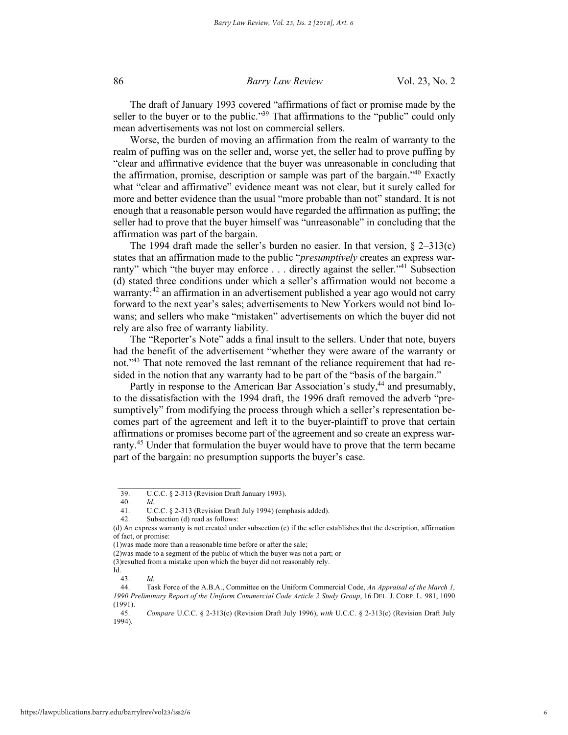The draft of January 1993 covered "affirmations of fact or promise made by the seller to the buyer or to the public."[39] That affirmations to the "public" could only mean advertisements was not lost on commercial sellers.

Worse, the burden of moving an affirmation from the realm of warranty to the realm of puffing was on the seller and, worse yet, the seller had to prove puffing by "clear and affirmative evidence that the buyer was unreasonable in concluding that the affirmation, promise, description or sample was part of the bargain."[40] Exactly what "clear and affirmative" evidence meant was not clear, but it surely called for more and better evidence than the usual "more probable than not" standard. It is not enough that a reasonable person would have regarded the affirmation as puffing; the seller had to prove that the buyer himself was "unreasonable" in concluding that the affirmation was part of the bargain.

The 1994 draft made the seller's burden no easier. In that version, § 2–313(c) states that an affirmation made to the public "*presumptively* creates an express warranty" which "the buyer may enforce . . . directly against the seller."[41] Subsection (d) stated three conditions under which a seller's affirmation would not become a warranty:[42] an affirmation in an advertisement published a year ago would not carry forward to the next year's sales; advertisements to New Yorkers would not bind Iowans; and sellers who make "mistaken" advertisements on which the buyer did not rely are also free of warranty liability.

The "Reporter's Note" adds a final insult to the sellers. Under that note, buyers had the benefit of the advertisement "whether they were aware of the warranty or not."[43] That note removed the last remnant of the reliance requirement that had resided in the notion that any warranty had to be part of the "basis of the bargain."

Partly in response to the American Bar Association's study,[44] and presumably, to the dissatisfaction with the 1994 draft, the 1996 draft removed the adverb "presumptively" from modifying the process through which a seller's representation becomes part of the agreement and left it to the buyer-plaintiff to prove that certain affirmations or promises become part of the agreement and so create an express warranty.[45] Under that formulation the buyer would have to prove that the term became part of the bargain: no presumption supports the buyer's case.

---

39. U.C.C. § 2-313 (Revision Draft January 1993).

40. *Id.*

41. U.C.C. § 2-313 (Revision Draft July 1994) (emphasis added).

42. Subsection (d) read as follows:

(d) An express warranty is not created under subsection (c) if the seller establishes that the description, affirmation of fact, or promise:

(1)was made more than a reasonable time before or after the sale;

(2)was made to a segment of the public of which the buyer was not a part; or

(3)resulted from a mistake upon which the buyer did not reasonably rely.

Id.

43. *Id.*

44. Task Force of the A.B.A., Committee on the Uniform Commercial Code, *An Appraisal of the March 1, 1990 Preliminary Report of the Uniform Commercial Code Article 2 Study Group*, 16 DEL. J. CORP. L. 981, 1090 (1991).

45. *Compare* U.C.C. § 2-313(c) (Revision Draft July 1996), *with* U.C.C. § 2-313(c) (Revision Draft July 1994).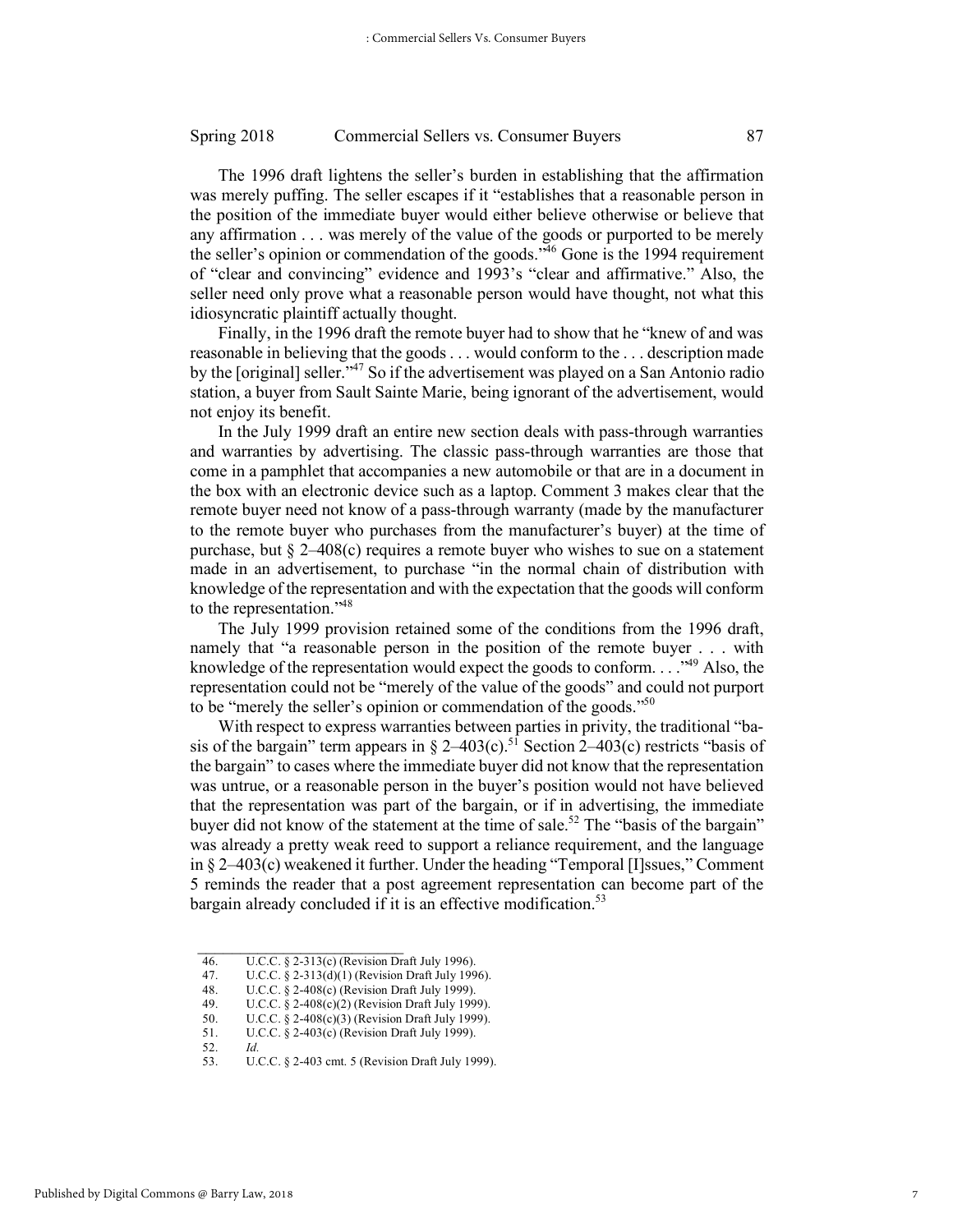The 1996 draft lightens the seller's burden in establishing that the affirmation was merely puffing. The seller escapes if it "establishes that a reasonable person in the position of the immediate buyer would either believe otherwise or believe that any affirmation . . . was merely of the value of the goods or purported to be merely the seller's opinion or commendation of the goods."[46] Gone is the 1994 requirement of "clear and convincing" evidence and 1993's "clear and affirmative." Also, the seller need only prove what a reasonable person would have thought, not what this idiosyncratic plaintiff actually thought.

Finally, in the 1996 draft the remote buyer had to show that he "knew of and was reasonable in believing that the goods . . . would conform to the . . . description made by the [original] seller."[47] So if the advertisement was played on a San Antonio radio station, a buyer from Sault Sainte Marie, being ignorant of the advertisement, would not enjoy its benefit.

In the July 1999 draft an entire new section deals with pass-through warranties and warranties by advertising. The classic pass-through warranties are those that come in a pamphlet that accompanies a new automobile or that are in a document in the box with an electronic device such as a laptop. Comment 3 makes clear that the remote buyer need not know of a pass-through warranty (made by the manufacturer to the remote buyer who purchases from the manufacturer's buyer) at the time of purchase, but § 2–408(c) requires a remote buyer who wishes to sue on a statement made in an advertisement, to purchase "in the normal chain of distribution with knowledge of the representation and with the expectation that the goods will conform to the representation."[48]

The July 1999 provision retained some of the conditions from the 1996 draft, namely that "a reasonable person in the position of the remote buyer . . . with knowledge of the representation would expect the goods to conform. . . ."[49] Also, the representation could not be "merely of the value of the goods" and could not purport to be "merely the seller's opinion or commendation of the goods."[50]

With respect to express warranties between parties in privity, the traditional "basis of the bargain" term appears in § 2–403(c).[51] Section 2–403(c) restricts "basis of the bargain" to cases where the immediate buyer did not know that the representation was untrue, or a reasonable person in the buyer's position would not have believed that the representation was part of the bargain, or if in advertising, the immediate buyer did not know of the statement at the time of sale.[52] The "basis of the bargain" was already a pretty weak reed to support a reliance requirement, and the language in § 2–403(c) weakened it further. Under the heading "Temporal [I]ssues," Comment 5 reminds the reader that a post agreement representation can become part of the bargain already concluded if it is an effective modification.[53]

---

46. U.C.C. § 2-313(c) (Revision Draft July 1996).
47. U.C.C. § 2-313(d)(1) (Revision Draft July 1996).
48. U.C.C. § 2-408(c) (Revision Draft July 1999).
49. U.C.C. § 2-408(c)(2) (Revision Draft July 1999).
50. U.C.C. § 2-408(c)(3) (Revision Draft July 1999).
51. U.C.C. § 2-403(c) (Revision Draft July 1999).
52. *Id.*
53. U.C.C. § 2-403 cmt. 5 (Revision Draft July 1999).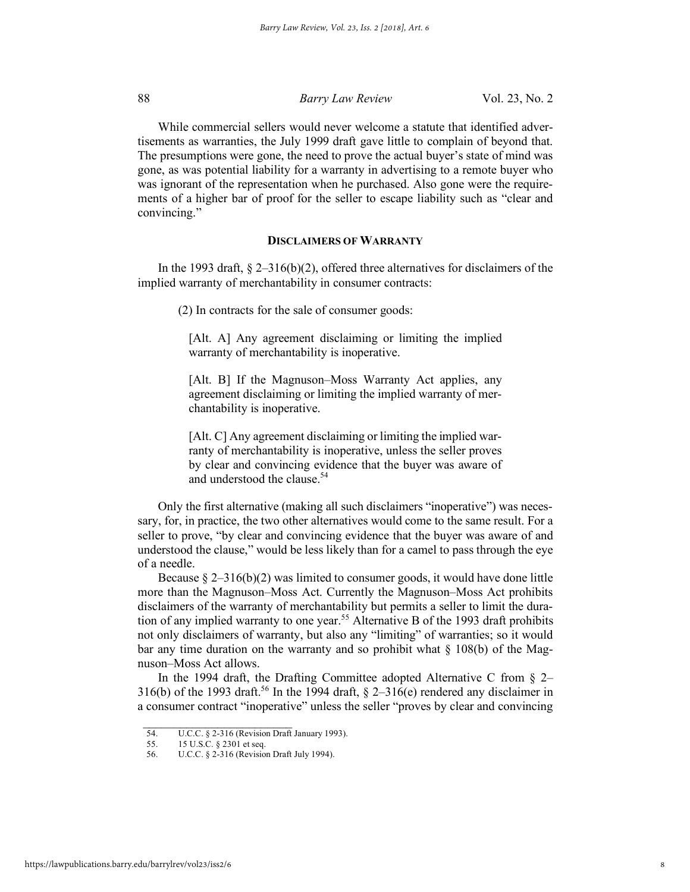While commercial sellers would never welcome a statute that identified advertisements as warranties, the July 1999 draft gave little to complain of beyond that. The presumptions were gone, the need to prove the actual buyer's state of mind was gone, as was potential liability for a warranty in advertising to a remote buyer who was ignorant of the representation when he purchased. Also gone were the requirements of a higher bar of proof for the seller to escape liability such as "clear and convincing."

## DISCLAIMERS OF WARRANTY

In the 1993 draft, § 2–316(b)(2), offered three alternatives for disclaimers of the implied warranty of merchantability in consumer contracts:

> (2) In contracts for the sale of consumer goods:
>
> [Alt. A] Any agreement disclaiming or limiting the implied warranty of merchantability is inoperative.
>
> [Alt. B] If the Magnuson–Moss Warranty Act applies, any agreement disclaiming or limiting the implied warranty of merchantability is inoperative.
>
> [Alt. C] Any agreement disclaiming or limiting the implied warranty of merchantability is inoperative, unless the seller proves by clear and convincing evidence that the buyer was aware of and understood the clause.[54]

Only the first alternative (making all such disclaimers "inoperative") was necessary, for, in practice, the two other alternatives would come to the same result. For a seller to prove, "by clear and convincing evidence that the buyer was aware of and understood the clause," would be less likely than for a camel to pass through the eye of a needle.

Because § 2–316(b)(2) was limited to consumer goods, it would have done little more than the Magnuson–Moss Act. Currently the Magnuson–Moss Act prohibits disclaimers of the warranty of merchantability but permits a seller to limit the duration of any implied warranty to one year.[55] Alternative B of the 1993 draft prohibits not only disclaimers of warranty, but also any "limiting" of warranties; so it would bar any time duration on the warranty and so prohibit what § 108(b) of the Magnuson–Moss Act allows.

In the 1994 draft, the Drafting Committee adopted Alternative C from § 2–316(b) of the 1993 draft.[56] In the 1994 draft, § 2–316(e) rendered any disclaimer in a consumer contract "inoperative" unless the seller "proves by clear and convincing

---

54. U.C.C. § 2-316 (Revision Draft January 1993).

55. 15 U.S.C. § 2301 et seq.

56. U.C.C. § 2-316 (Revision Draft July 1994).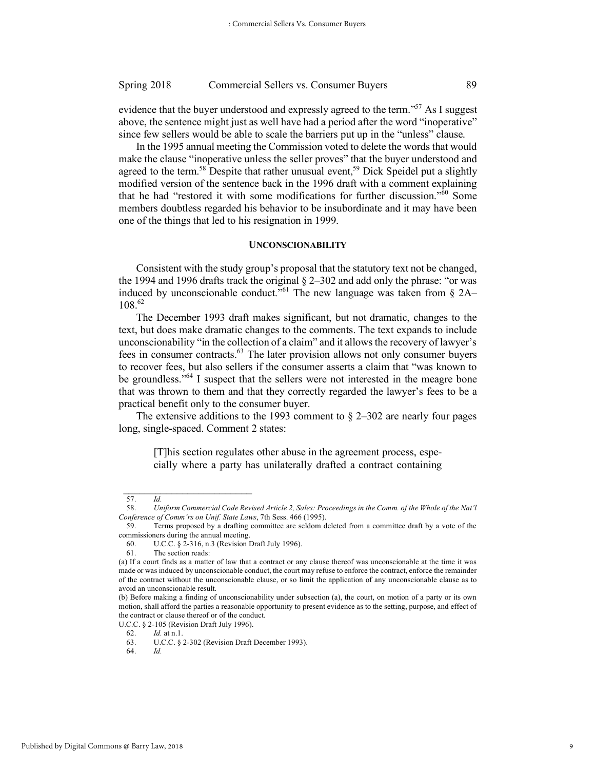evidence that the buyer understood and expressly agreed to the term."[57] As I suggest above, the sentence might just as well have had a period after the word "inoperative" since few sellers would be able to scale the barriers put up in the "unless" clause.

In the 1995 annual meeting the Commission voted to delete the words that would make the clause "inoperative unless the seller proves" that the buyer understood and agreed to the term.[58] Despite that rather unusual event,[59] Dick Speidel put a slightly modified version of the sentence back in the 1996 draft with a comment explaining that he had "restored it with some modifications for further discussion."[60] Some members doubtless regarded his behavior to be insubordinate and it may have been one of the things that led to his resignation in 1999.

## UNCONSCIONABILITY

Consistent with the study group's proposal that the statutory text not be changed, the 1994 and 1996 drafts track the original § 2–302 and add only the phrase: "or was induced by unconscionable conduct."[61] The new language was taken from § 2A–108.[62]

The December 1993 draft makes significant, but not dramatic, changes to the text, but does make dramatic changes to the comments. The text expands to include unconscionability "in the collection of a claim" and it allows the recovery of lawyer's fees in consumer contracts.[63] The later provision allows not only consumer buyers to recover fees, but also sellers if the consumer asserts a claim that "was known to be groundless."[64] I suspect that the sellers were not interested in the meagre bone that was thrown to them and that they correctly regarded the lawyer's fees to be a practical benefit only to the consumer buyer.

The extensive additions to the 1993 comment to § 2–302 are nearly four pages long, single-spaced. Comment 2 states:

> [T]his section regulates other abuse in the agreement process, especially where a party has unilaterally drafted a contract containing

---

57. *Id.*

58. *Uniform Commercial Code Revised Article 2, Sales: Proceedings in the Comm. of the Whole of the Nat'l Conference of Comm'rs on Unif. State Laws*, 7th Sess. 466 (1995).

59. Terms proposed by a drafting committee are seldom deleted from a committee draft by a vote of the commissioners during the annual meeting.

60. U.C.C. § 2-316, n.3 (Revision Draft July 1996).

61. The section reads:

(a) If a court finds as a matter of law that a contract or any clause thereof was unconscionable at the time it was made or was induced by unconscionable conduct, the court may refuse to enforce the contract, enforce the remainder of the contract without the unconscionable clause, or so limit the application of any unconscionable clause as to avoid an unconscionable result.

(b) Before making a finding of unconscionability under subsection (a), the court, on motion of a party or its own motion, shall afford the parties a reasonable opportunity to present evidence as to the setting, purpose, and effect of the contract or clause thereof or of the conduct.

U.C.C. § 2-105 (Revision Draft July 1996).

62. *Id.* at n.1.

63. U.C.C. § 2-302 (Revision Draft December 1993).

64. *Id.*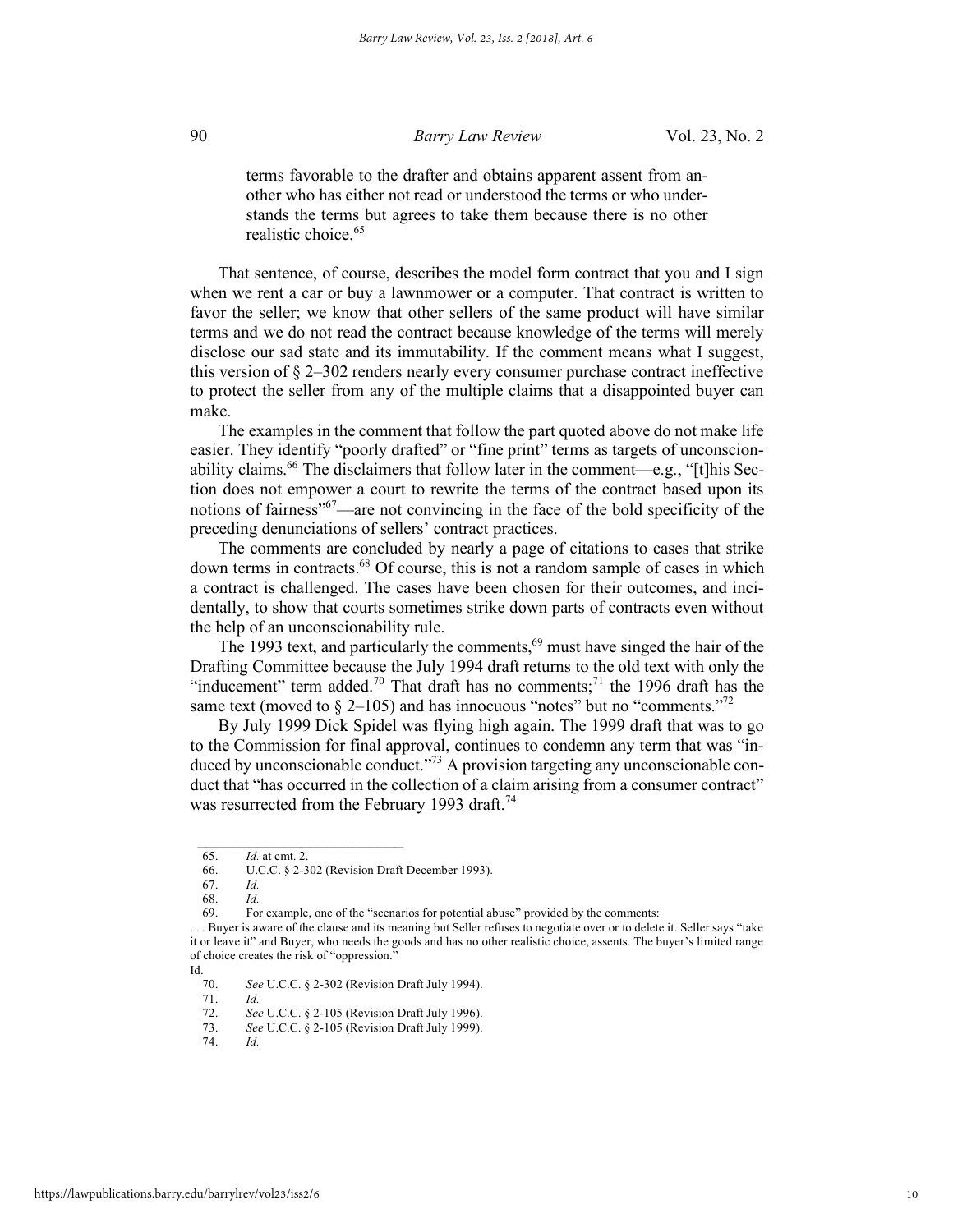> terms favorable to the drafter and obtains apparent assent from another who has either not read or understood the terms or who understands the terms but agrees to take them because there is no other realistic choice.[65]

That sentence, of course, describes the model form contract that you and I sign when we rent a car or buy a lawnmower or a computer. That contract is written to favor the seller; we know that other sellers of the same product will have similar terms and we do not read the contract because knowledge of the terms will merely disclose our sad state and its immutability. If the comment means what I suggest, this version of § 2–302 renders nearly every consumer purchase contract ineffective to protect the seller from any of the multiple claims that a disappointed buyer can make.

The examples in the comment that follow the part quoted above do not make life easier. They identify "poorly drafted" or "fine print" terms as targets of unconscionability claims.[66] The disclaimers that follow later in the comment—e.g., "[t]his Section does not empower a court to rewrite the terms of the contract based upon its notions of fairness"[67]—are not convincing in the face of the bold specificity of the preceding denunciations of sellers' contract practices.

The comments are concluded by nearly a page of citations to cases that strike down terms in contracts.[68] Of course, this is not a random sample of cases in which a contract is challenged. The cases have been chosen for their outcomes, and incidentally, to show that courts sometimes strike down parts of contracts even without the help of an unconscionability rule.

The 1993 text, and particularly the comments,[69] must have singed the hair of the Drafting Committee because the July 1994 draft returns to the old text with only the "inducement" term added.[70] That draft has no comments;[71] the 1996 draft has the same text (moved to § 2–105) and has innocuous "notes" but no "comments."[72]

By July 1999 Dick Spidel was flying high again. The 1999 draft that was to go to the Commission for final approval, continues to condemn any term that was "induced by unconscionable conduct."[73] A provision targeting any unconscionable conduct that "has occurred in the collection of a claim arising from a consumer contract" was resurrected from the February 1993 draft.[74]

---

65. *Id.* at cmt. 2.
66. U.C.C. § 2-302 (Revision Draft December 1993).
67. *Id.*
68. *Id.*
69. For example, one of the "scenarios for potential abuse" provided by the comments:

. . . Buyer is aware of the clause and its meaning but Seller refuses to negotiate over or to delete it. Seller says "take it or leave it" and Buyer, who needs the goods and has no other realistic choice, assents. The buyer's limited range of choice creates the risk of "oppression."

Id.

70. *See* U.C.C. § 2-302 (Revision Draft July 1994).
71. *Id.*
72. *See* U.C.C. § 2-105 (Revision Draft July 1996).
73. *See* U.C.C. § 2-105 (Revision Draft July 1999).
74. *Id.*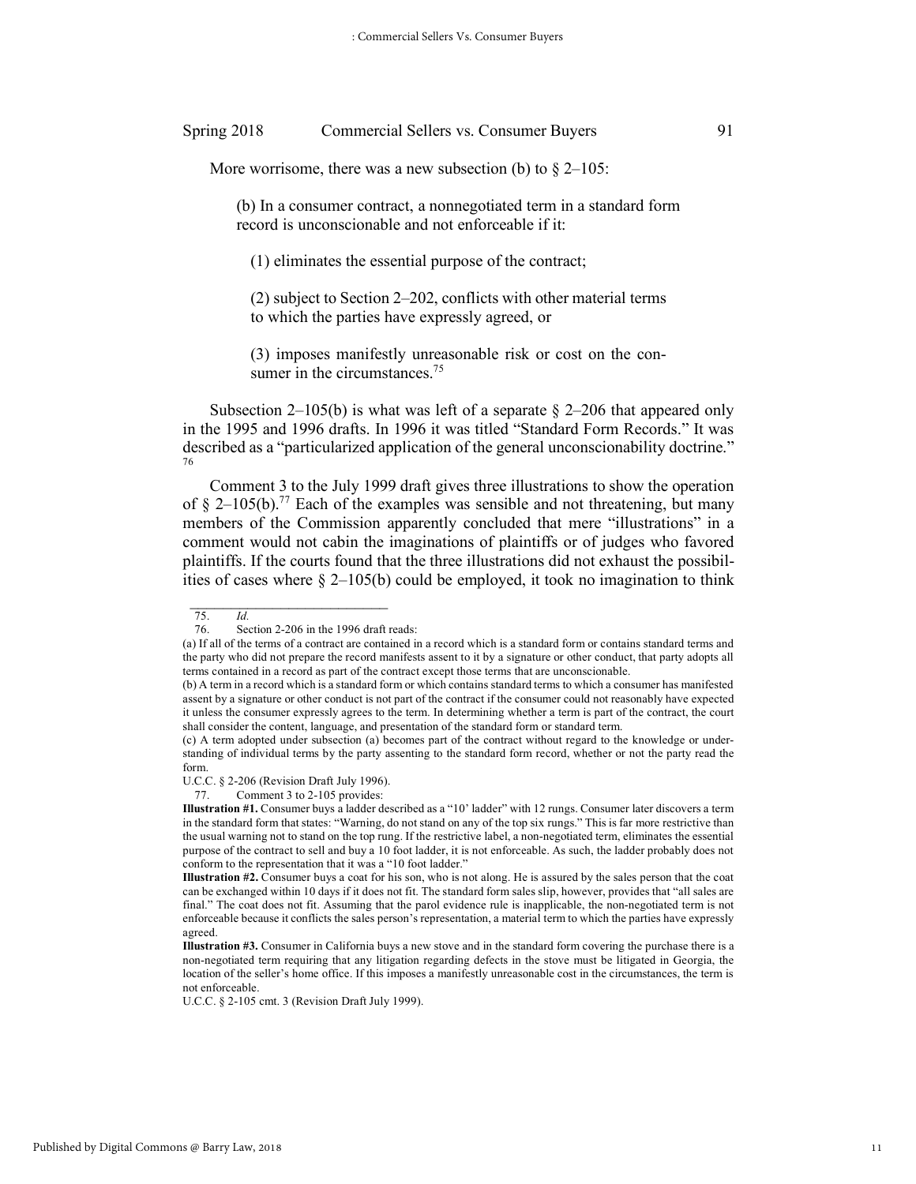More worrisome, there was a new subsection (b) to § 2–105:

> (b) In a consumer contract, a nonnegotiated term in a standard form record is unconscionable and not enforceable if it:
>
> (1) eliminates the essential purpose of the contract;
>
> (2) subject to Section 2–202, conflicts with other material terms to which the parties have expressly agreed, or
>
> (3) imposes manifestly unreasonable risk or cost on the consumer in the circumstances.[75]

Subsection 2–105(b) is what was left of a separate § 2–206 that appeared only in the 1995 and 1996 drafts. In 1996 it was titled "Standard Form Records." It was described as a "particularized application of the general unconscionability doctrine."[76]

Comment 3 to the July 1999 draft gives three illustrations to show the operation of § 2–105(b).[77] Each of the examples was sensible and not threatening, but many members of the Commission apparently concluded that mere "illustrations" in a comment would not cabin the imaginations of plaintiffs or of judges who favored plaintiffs. If the courts found that the three illustrations did not exhaust the possibilities of cases where § 2–105(b) could be employed, it took no imagination to think

---

75. *Id.*

76. Section 2-206 in the 1996 draft reads:

(a) If all of the terms of a contract are contained in a record which is a standard form or contains standard terms and the party who did not prepare the record manifests assent to it by a signature or other conduct, that party adopts all terms contained in a record as part of the contract except those terms that are unconscionable.

(b) A term in a record which is a standard form or which contains standard terms to which a consumer has manifested assent by a signature or other conduct is not part of the contract if the consumer could not reasonably have expected it unless the consumer expressly agrees to the term. In determining whether a term is part of the contract, the court shall consider the content, language, and presentation of the standard form or standard term.

(c) A term adopted under subsection (a) becomes part of the contract without regard to the knowledge or understanding of individual terms by the party assenting to the standard form record, whether or not the party read the form.

U.C.C. § 2-206 (Revision Draft July 1996).

77. Comment 3 to 2-105 provides:

**Illustration #1.** Consumer buys a ladder described as a "10' ladder" with 12 rungs. Consumer later discovers a term in the standard form that states: "Warning, do not stand on any of the top six rungs." This is far more restrictive than the usual warning not to stand on the top rung. If the restrictive label, a non-negotiated term, eliminates the essential purpose of the contract to sell and buy a 10 foot ladder, it is not enforceable. As such, the ladder probably does not conform to the representation that it was a "10 foot ladder."

**Illustration #2.** Consumer buys a coat for his son, who is not along. He is assured by the sales person that the coat can be exchanged within 10 days if it does not fit. The standard form sales slip, however, provides that "all sales are final." The coat does not fit. Assuming that the parol evidence rule is inapplicable, the non-negotiated term is not enforceable because it conflicts the sales person's representation, a material term to which the parties have expressly agreed.

**Illustration #3.** Consumer in California buys a new stove and in the standard form covering the purchase there is a non-negotiated term requiring that any litigation regarding defects in the stove must be litigated in Georgia, the location of the seller's home office. If this imposes a manifestly unreasonable cost in the circumstances, the term is not enforceable.

U.C.C. § 2-105 cmt. 3 (Revision Draft July 1999).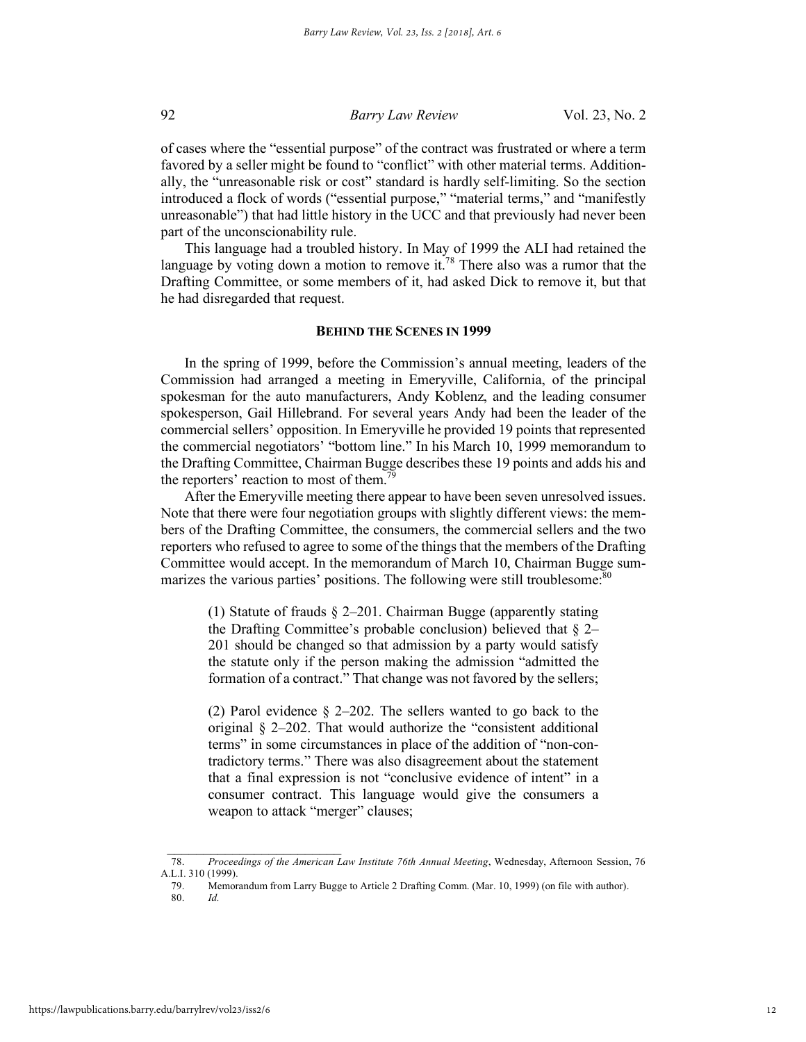of cases where the "essential purpose" of the contract was frustrated or where a term favored by a seller might be found to "conflict" with other material terms. Additionally, the "unreasonable risk or cost" standard is hardly self-limiting. So the section introduced a flock of words ("essential purpose," "material terms," and "manifestly unreasonable") that had little history in the UCC and that previously had never been part of the unconscionability rule.

This language had a troubled history. In May of 1999 the ALI had retained the language by voting down a motion to remove it.[78] There also was a rumor that the Drafting Committee, or some members of it, had asked Dick to remove it, but that he had disregarded that request.

## BEHIND THE SCENES IN 1999

In the spring of 1999, before the Commission's annual meeting, leaders of the Commission had arranged a meeting in Emeryville, California, of the principal spokesman for the auto manufacturers, Andy Koblenz, and the leading consumer spokesperson, Gail Hillebrand. For several years Andy had been the leader of the commercial sellers' opposition. In Emeryville he provided 19 points that represented the commercial negotiators' "bottom line." In his March 10, 1999 memorandum to the Drafting Committee, Chairman Bugge describes these 19 points and adds his and the reporters' reaction to most of them.[79]

After the Emeryville meeting there appear to have been seven unresolved issues. Note that there were four negotiation groups with slightly different views: the members of the Drafting Committee, the consumers, the commercial sellers and the two reporters who refused to agree to some of the things that the members of the Drafting Committee would accept. In the memorandum of March 10, Chairman Bugge summarizes the various parties' positions. The following were still troublesome:[80]

> (1) Statute of frauds § 2–201. Chairman Bugge (apparently stating the Drafting Committee's probable conclusion) believed that § 2–201 should be changed so that admission by a party would satisfy the statute only if the person making the admission "admitted the formation of a contract." That change was not favored by the sellers;
>
> (2) Parol evidence § 2–202. The sellers wanted to go back to the original § 2–202. That would authorize the "consistent additional terms" in some circumstances in place of the addition of "non-contradictory terms." There was also disagreement about the statement that a final expression is not "conclusive evidence of intent" in a consumer contract. This language would give the consumers a weapon to attack "merger" clauses;

---

78. *Proceedings of the American Law Institute 76th Annual Meeting*, Wednesday, Afternoon Session, 76 A.L.I. 310 (1999).

79. Memorandum from Larry Bugge to Article 2 Drafting Comm. (Mar. 10, 1999) (on file with author).

80. *Id.*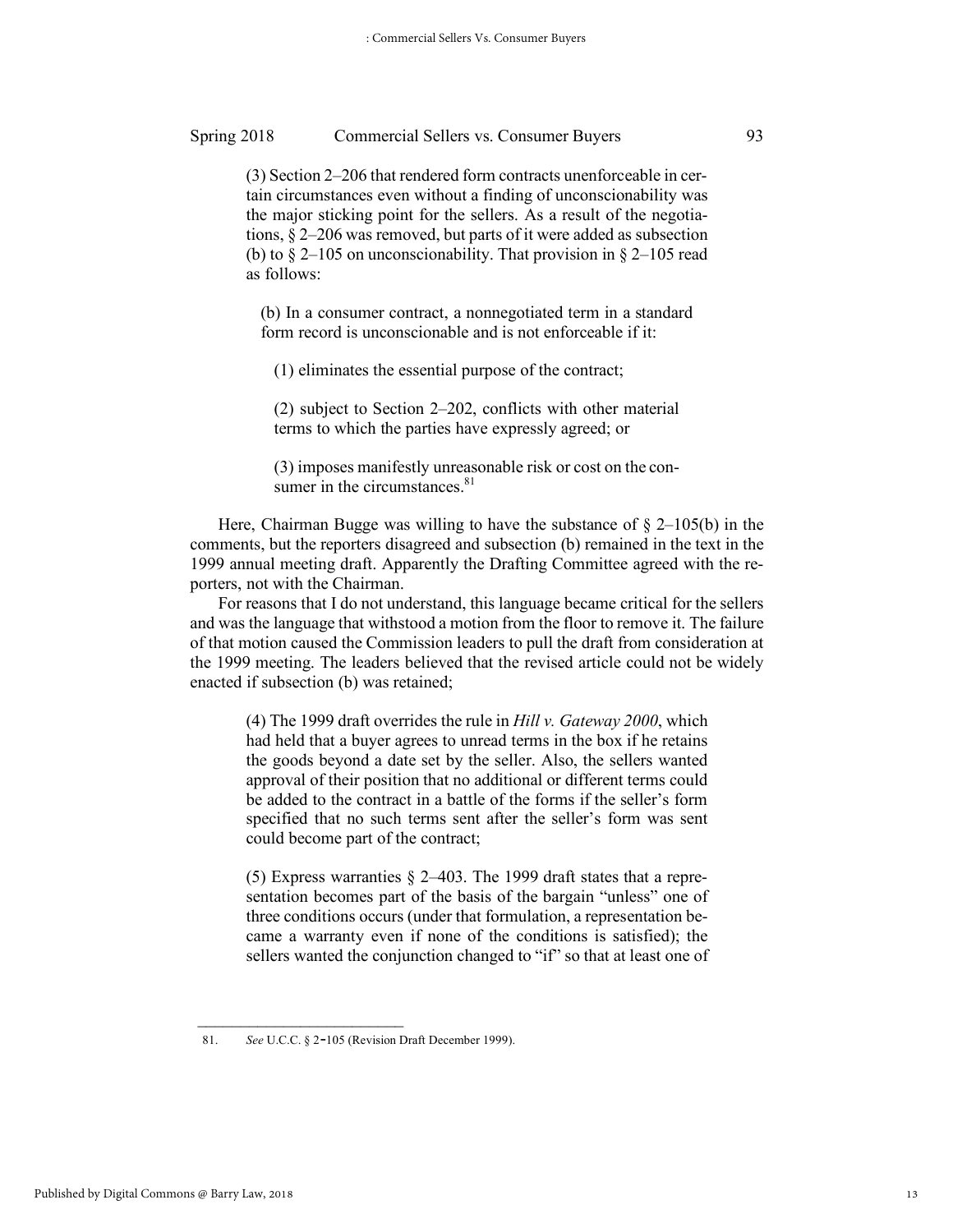(3) Section 2–206 that rendered form contracts unenforceable in certain circumstances even without a finding of unconscionability was the major sticking point for the sellers. As a result of the negotiations, § 2–206 was removed, but parts of it were added as subsection (b) to § 2–105 on unconscionability. That provision in § 2–105 read as follows:

> (b) In a consumer contract, a nonnegotiated term in a standard form record is unconscionable and is not enforceable if it:
>
> (1) eliminates the essential purpose of the contract;
>
> (2) subject to Section 2–202, conflicts with other material terms to which the parties have expressly agreed; or
>
> (3) imposes manifestly unreasonable risk or cost on the consumer in the circumstances.[81]

Here, Chairman Bugge was willing to have the substance of § 2–105(b) in the comments, but the reporters disagreed and subsection (b) remained in the text in the 1999 annual meeting draft. Apparently the Drafting Committee agreed with the reporters, not with the Chairman.

For reasons that I do not understand, this language became critical for the sellers and was the language that withstood a motion from the floor to remove it. The failure of that motion caused the Commission leaders to pull the draft from consideration at the 1999 meeting. The leaders believed that the revised article could not be widely enacted if subsection (b) was retained;

(4) The 1999 draft overrides the rule in *Hill v. Gateway 2000*, which had held that a buyer agrees to unread terms in the box if he retains the goods beyond a date set by the seller. Also, the sellers wanted approval of their position that no additional or different terms could be added to the contract in a battle of the forms if the seller's form specified that no such terms sent after the seller's form was sent could become part of the contract;

(5) Express warranties § 2–403. The 1999 draft states that a representation becomes part of the basis of the bargain "unless" one of three conditions occurs (under that formulation, a representation became a warranty even if none of the conditions is satisfied); the sellers wanted the conjunction changed to "if" so that at least one of

---

81. *See* U.C.C. § 2-105 (Revision Draft December 1999).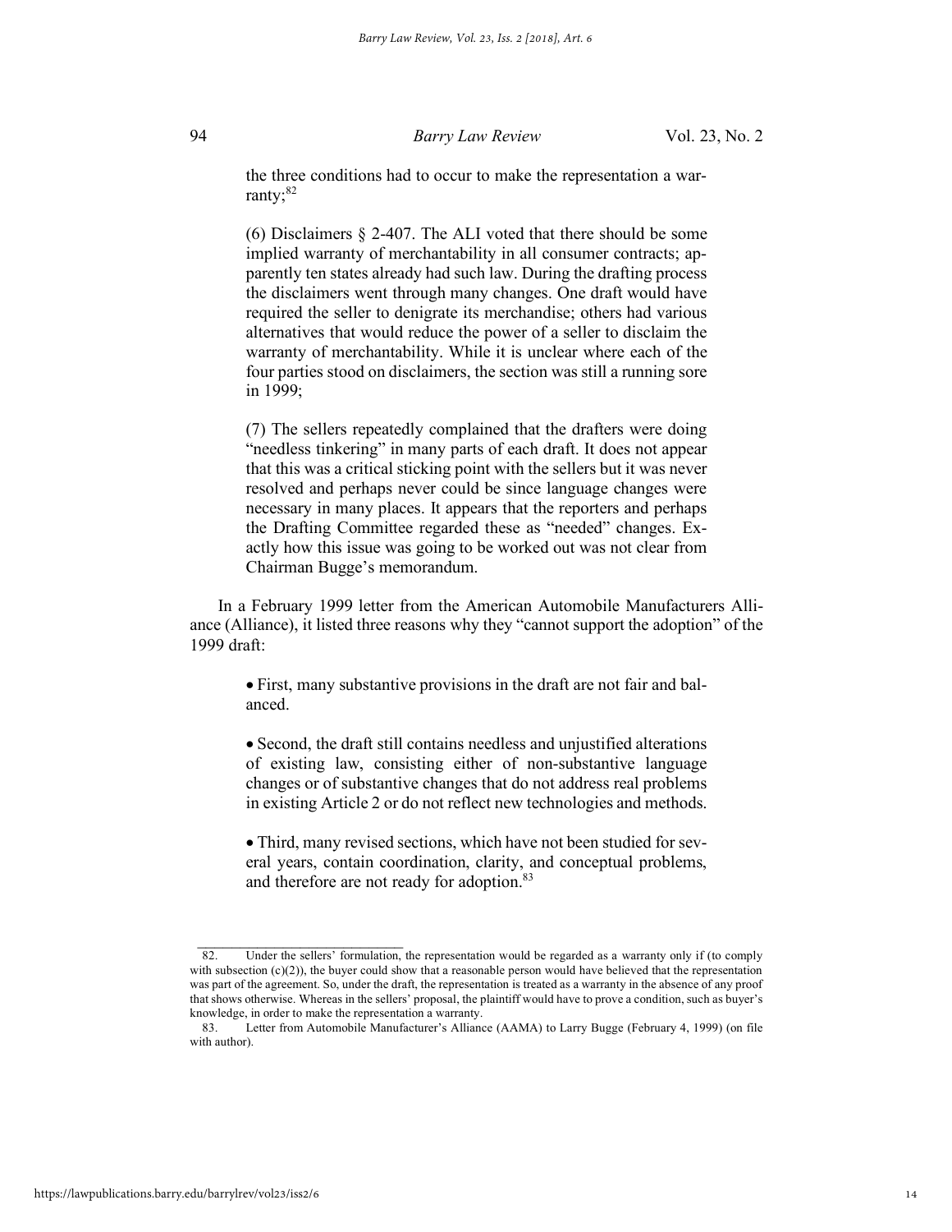the three conditions had to occur to make the representation a warranty;[82]

> (6) Disclaimers § 2-407. The ALI voted that there should be some implied warranty of merchantability in all consumer contracts; apparently ten states already had such law. During the drafting process the disclaimers went through many changes. One draft would have required the seller to denigrate its merchandise; others had various alternatives that would reduce the power of a seller to disclaim the warranty of merchantability. While it is unclear where each of the four parties stood on disclaimers, the section was still a running sore in 1999;
>
> (7) The sellers repeatedly complained that the drafters were doing "needless tinkering" in many parts of each draft. It does not appear that this was a critical sticking point with the sellers but it was never resolved and perhaps never could be since language changes were necessary in many places. It appears that the reporters and perhaps the Drafting Committee regarded these as "needed" changes. Exactly how this issue was going to be worked out was not clear from Chairman Bugge's memorandum.

In a February 1999 letter from the American Automobile Manufacturers Alliance (Alliance), it listed three reasons why they "cannot support the adoption" of the 1999 draft:

> • First, many substantive provisions in the draft are not fair and balanced.
>
> • Second, the draft still contains needless and unjustified alterations of existing law, consisting either of non-substantive language changes or of substantive changes that do not address real problems in existing Article 2 or do not reflect new technologies and methods.
>
> • Third, many revised sections, which have not been studied for several years, contain coordination, clarity, and conceptual problems, and therefore are not ready for adoption.[83]

---

82. Under the sellers' formulation, the representation would be regarded as a warranty only if (to comply with subsection (c)(2)), the buyer could show that a reasonable person would have believed that the representation was part of the agreement. So, under the draft, the representation is treated as a warranty in the absence of any proof that shows otherwise. Whereas in the sellers' proposal, the plaintiff would have to prove a condition, such as buyer's knowledge, in order to make the representation a warranty.

83. Letter from Automobile Manufacturer's Alliance (AAMA) to Larry Bugge (February 4, 1999) (on file with author).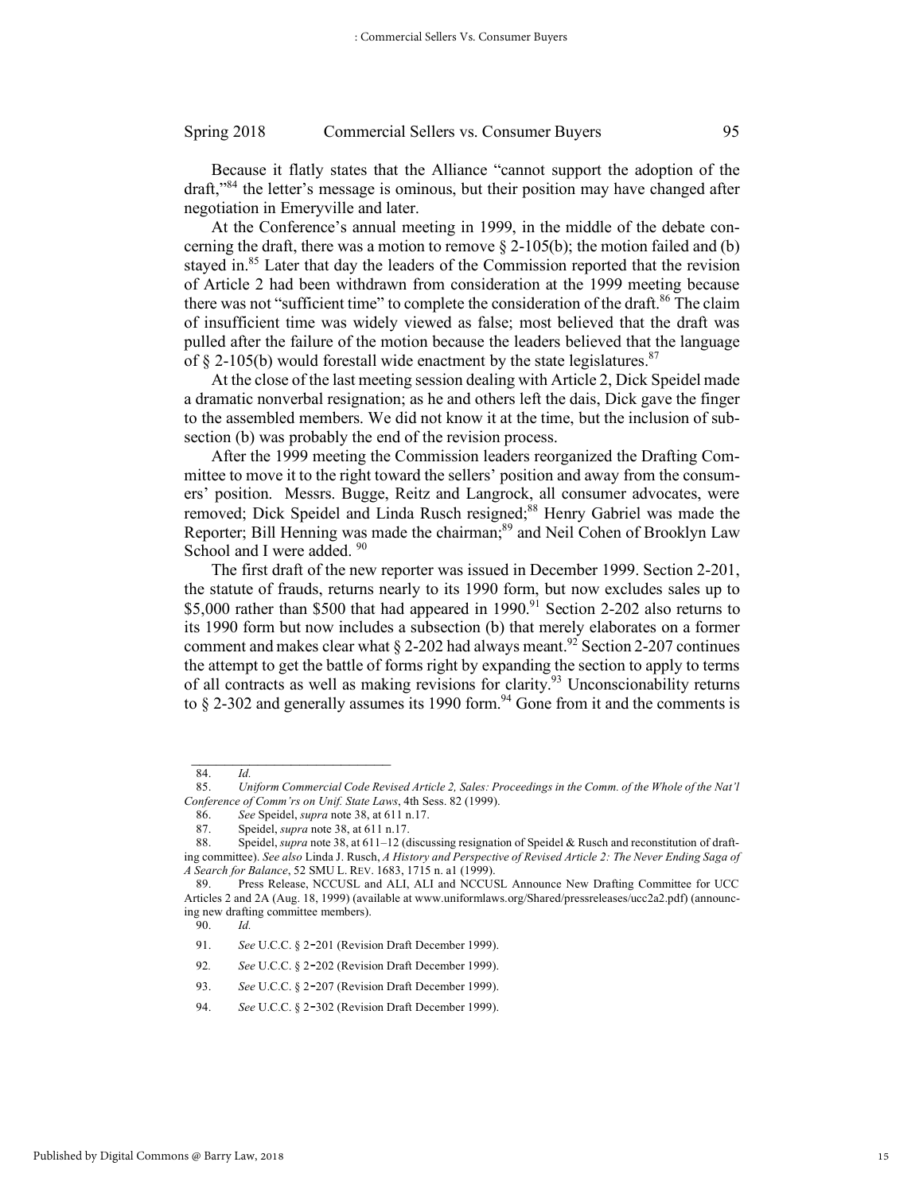Because it flatly states that the Alliance "cannot support the adoption of the draft,"[84] the letter's message is ominous, but their position may have changed after negotiation in Emeryville and later.

At the Conference's annual meeting in 1999, in the middle of the debate concerning the draft, there was a motion to remove § 2-105(b); the motion failed and (b) stayed in.[85] Later that day the leaders of the Commission reported that the revision of Article 2 had been withdrawn from consideration at the 1999 meeting because there was not "sufficient time" to complete the consideration of the draft.[86] The claim of insufficient time was widely viewed as false; most believed that the draft was pulled after the failure of the motion because the leaders believed that the language of § 2-105(b) would forestall wide enactment by the state legislatures.[87]

At the close of the last meeting session dealing with Article 2, Dick Speidel made a dramatic nonverbal resignation; as he and others left the dais, Dick gave the finger to the assembled members. We did not know it at the time, but the inclusion of subsection (b) was probably the end of the revision process.

After the 1999 meeting the Commission leaders reorganized the Drafting Committee to move it to the right toward the sellers' position and away from the consumers' position. Messrs. Bugge, Reitz and Langrock, all consumer advocates, were removed; Dick Speidel and Linda Rusch resigned;[88] Henry Gabriel was made the Reporter; Bill Henning was made the chairman;[89] and Neil Cohen of Brooklyn Law School and I were added. [90]

The first draft of the new reporter was issued in December 1999. Section 2-201, the statute of frauds, returns nearly to its 1990 form, but now excludes sales up to $5,000 rather than $500 that had appeared in 1990.[91] Section 2-202 also returns to its 1990 form but now includes a subsection (b) that merely elaborates on a former comment and makes clear what § 2-202 had always meant.[92] Section 2-207 continues the attempt to get the battle of forms right by expanding the section to apply to terms of all contracts as well as making revisions for clarity.[93] Unconscionability returns to § 2-302 and generally assumes its 1990 form.[94] Gone from it and the comments is

---

84. *Id.*

85. *Uniform Commercial Code Revised Article 2, Sales: Proceedings in the Comm. of the Whole of the Nat'l Conference of Comm'rs on Unif. State Laws*, 4th Sess. 82 (1999).

86. *See* Speidel, *supra* note 38, at 611 n.17.

87. Speidel, *supra* note 38, at 611 n.17.

88. Speidel, *supra* note 38, at 611–12 (discussing resignation of Speidel & Rusch and reconstitution of drafting committee). *See also* Linda J. Rusch, *A History and Perspective of Revised Article 2: The Never Ending Saga of A Search for Balance*, 52 SMU L. REV. 1683, 1715 n. a1 (1999).

89. Press Release, NCCUSL and ALI, ALI and NCCUSL Announce New Drafting Committee for UCC Articles 2 and 2A (Aug. 18, 1999) (available at www.uniformlaws.org/Shared/pressreleases/ucc2a2.pdf) (announcing new drafting committee members).

90. *Id.*

91. *See* U.C.C. § 2-201 (Revision Draft December 1999).

92. *See* U.C.C. § 2-202 (Revision Draft December 1999).

93. *See* U.C.C. § 2-207 (Revision Draft December 1999).

94. *See* U.C.C. § 2-302 (Revision Draft December 1999).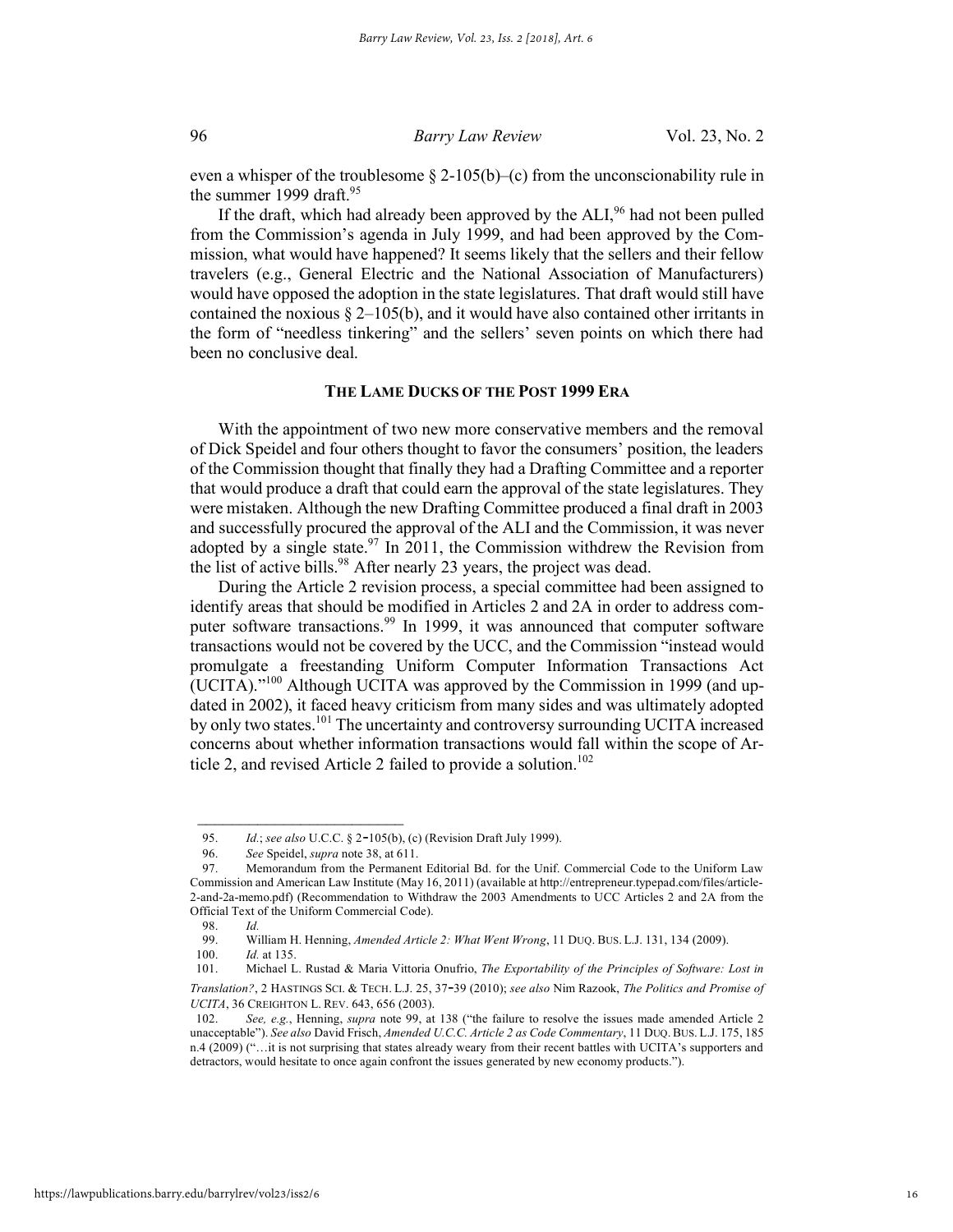even a whisper of the troublesome § 2-105(b)–(c) from the unconscionability rule in the summer 1999 draft.[95]

If the draft, which had already been approved by the ALI,[96] had not been pulled from the Commission's agenda in July 1999, and had been approved by the Commission, what would have happened? It seems likely that the sellers and their fellow travelers (e.g., General Electric and the National Association of Manufacturers) would have opposed the adoption in the state legislatures. That draft would still have contained the noxious § 2–105(b), and it would have also contained other irritants in the form of "needless tinkering" and the sellers' seven points on which there had been no conclusive deal.

## THE LAME DUCKS OF THE POST 1999 ERA

With the appointment of two new more conservative members and the removal of Dick Speidel and four others thought to favor the consumers' position, the leaders of the Commission thought that finally they had a Drafting Committee and a reporter that would produce a draft that could earn the approval of the state legislatures. They were mistaken. Although the new Drafting Committee produced a final draft in 2003 and successfully procured the approval of the ALI and the Commission, it was never adopted by a single state.[97] In 2011, the Commission withdrew the Revision from the list of active bills.[98] After nearly 23 years, the project was dead.

During the Article 2 revision process, a special committee had been assigned to identify areas that should be modified in Articles 2 and 2A in order to address computer software transactions.[99] In 1999, it was announced that computer software transactions would not be covered by the UCC, and the Commission "instead would promulgate a freestanding Uniform Computer Information Transactions Act (UCITA)."[100] Although UCITA was approved by the Commission in 1999 (and updated in 2002), it faced heavy criticism from many sides and was ultimately adopted by only two states.[101] The uncertainty and controversy surrounding UCITA increased concerns about whether information transactions would fall within the scope of Article 2, and revised Article 2 failed to provide a solution.[102]

---

95. *Id.*; *see also* U.C.C. § 2-105(b), (c) (Revision Draft July 1999).

96. *See* Speidel, *supra* note 38, at 611.

97. Memorandum from the Permanent Editorial Bd. for the Unif. Commercial Code to the Uniform Law Commission and American Law Institute (May 16, 2011) (available at http://entrepreneur.typepad.com/files/article-2-and-2a-memo.pdf) (Recommendation to Withdraw the 2003 Amendments to UCC Articles 2 and 2A from the Official Text of the Uniform Commercial Code).

98. *Id.*

99. William H. Henning, *Amended Article 2: What Went Wrong*, 11 DUQ. BUS. L.J. 131, 134 (2009).

100. *Id.* at 135.

101. Michael L. Rustad & Maria Vittoria Onufrio, *The Exportability of the Principles of Software: Lost in Translation?*, 2 HASTINGS SCI. & TECH. L.J. 25, 37-39 (2010); *see also* Nim Razook, *The Politics and Promise of UCITA*, 36 CREIGHTON L. REV. 643, 656 (2003).

102. *See, e.g.*, Henning, *supra* note 99, at 138 ("the failure to resolve the issues made amended Article 2 unacceptable"). *See also* David Frisch, *Amended U.C.C. Article 2 as Code Commentary*, 11 DUQ. BUS. L.J. 175, 185 n.4 (2009) ("…it is not surprising that states already weary from their recent battles with UCITA's supporters and detractors, would hesitate to once again confront the issues generated by new economy products.").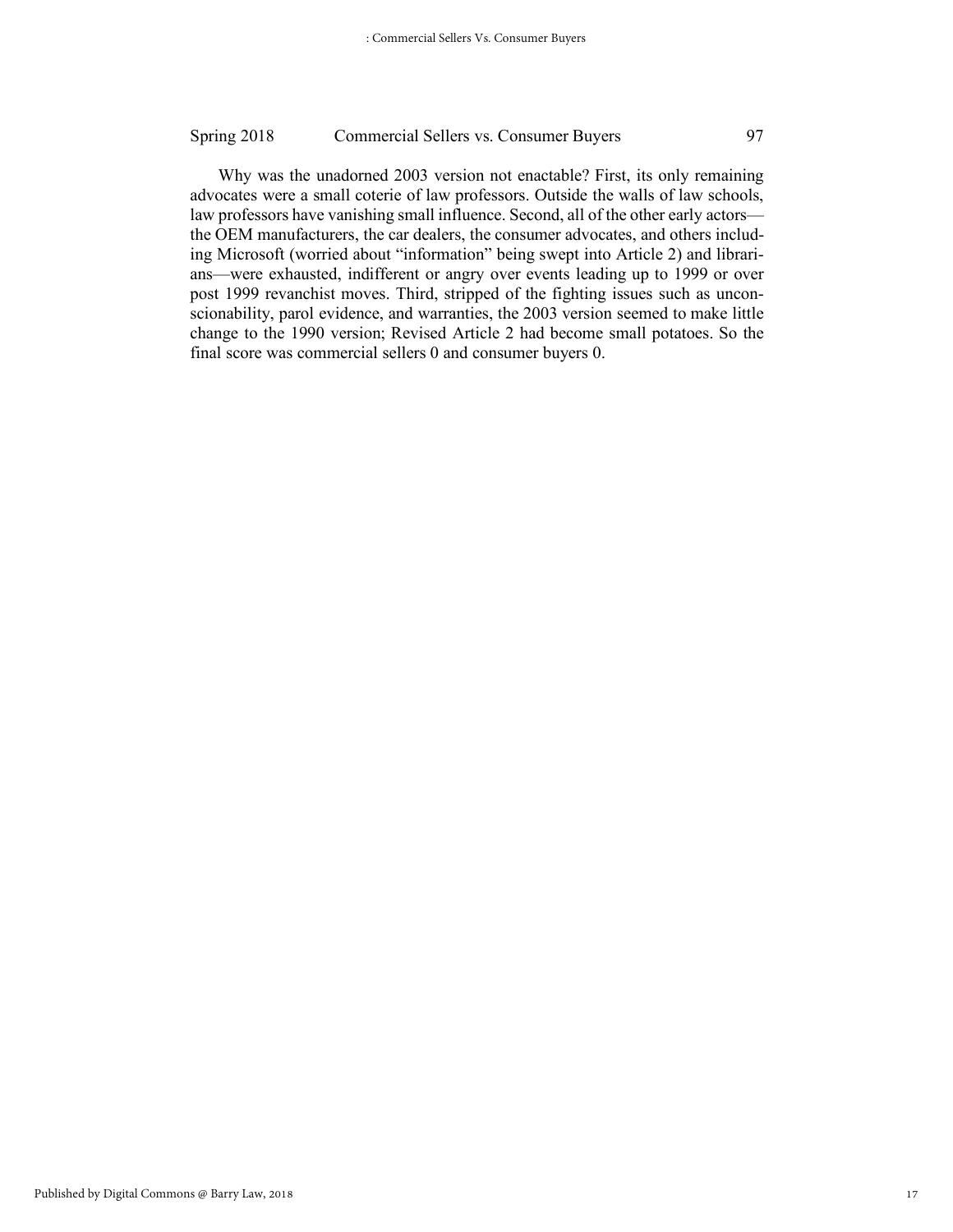Why was the unadorned 2003 version not enactable? First, its only remaining advocates were a small coterie of law professors. Outside the walls of law schools, law professors have vanishing small influence. Second, all of the other early actors—the OEM manufacturers, the car dealers, the consumer advocates, and others including Microsoft (worried about "information" being swept into Article 2) and librarians—were exhausted, indifferent or angry over events leading up to 1999 or over post 1999 revanchist moves. Third, stripped of the fighting issues such as unconscionability, parol evidence, and warranties, the 2003 version seemed to make little change to the 1990 version; Revised Article 2 had become small potatoes. So the final score was commercial sellers 0 and consumer buyers 0.